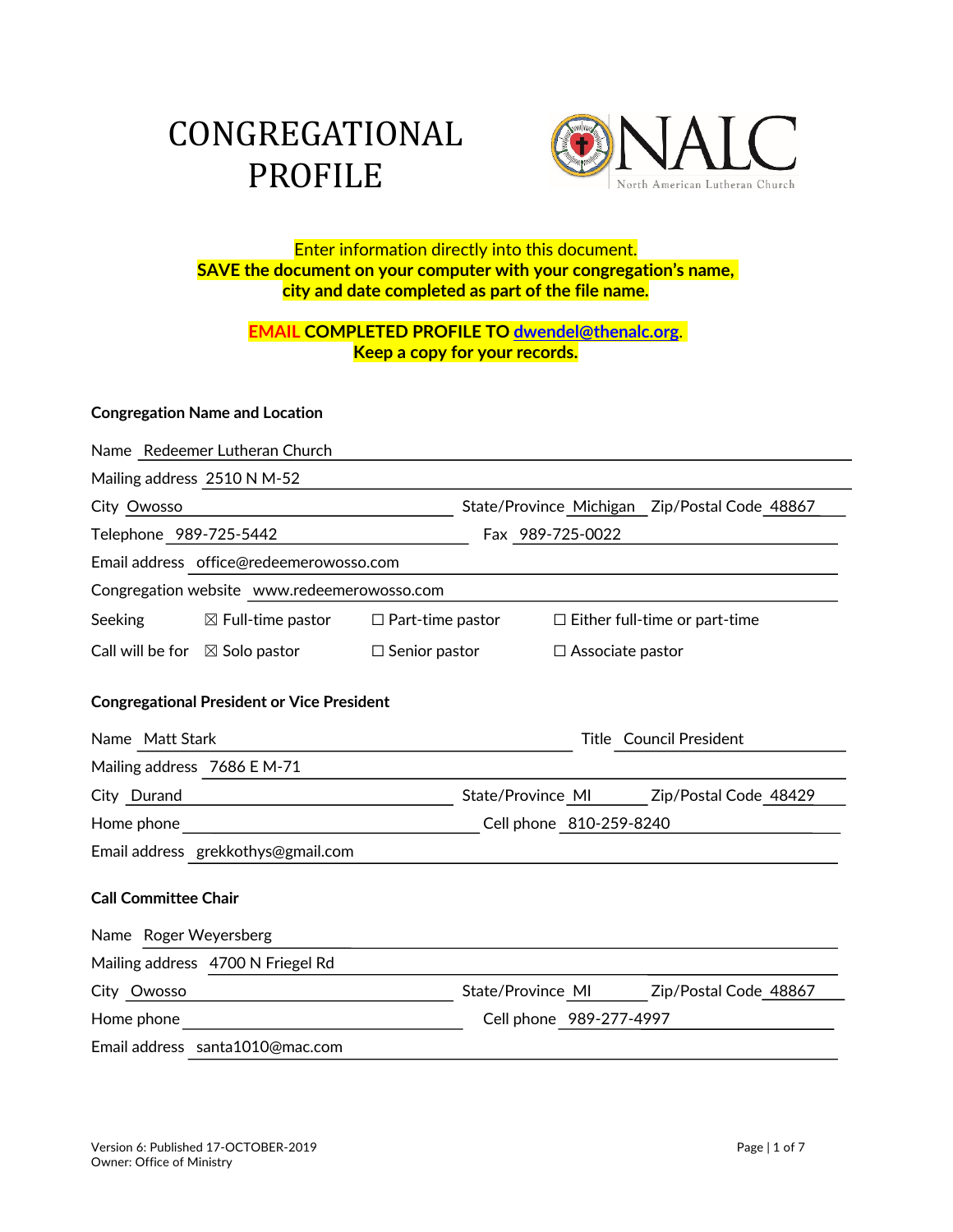# CONGREGATIONAL PROFILE

NALC North American Lutheran Church

**Enter information directly into this document.**
**SAVE the document on your computer with your congregation's name, city and date completed as part of the file name.**

**EMAIL COMPLETED PROFILE TO [dwendel@thenalc.org](mailto:dwendel@thenalc.org).**
**Keep a copy for your records.**

### Congregation Name and Location

Name: Redeemer Lutheran Church

Mailing address: 2510 N M-52

City: Owosso   State/Province: Michigan   Zip/Postal Code: 48867

Telephone: 989-725-5442   Fax: 989-725-0022

Email address: office@redeemerowosso.com

Congregation website: www.redeemerowosso.com

Seeking: ☒ Full-time pastor   ☐ Part-time pastor   ☐ Either full-time or part-time

Call will be for: ☒ Solo pastor   ☐ Senior pastor   ☐ Associate pastor

### Congregational President or Vice President

Name: Matt Stark   Title: Council President

Mailing address: 7686 E M-71

City: Durand   State/Province: MI   Zip/Postal Code: 48429

Home phone: ______   Cell phone: 810-259-8240

Email address: grekkothys@gmail.com

### Call Committee Chair

Name: Roger Weyersberg

Mailing address: 4700 N Friegel Rd

City: Owosso   State/Province: MI   Zip/Postal Code: 48867

Home phone: ______   Cell phone: 989-277-4997

Email address: santa1010@mac.com

Version 6: Published 17-OCTOBER-2019
Owner: Office of Ministry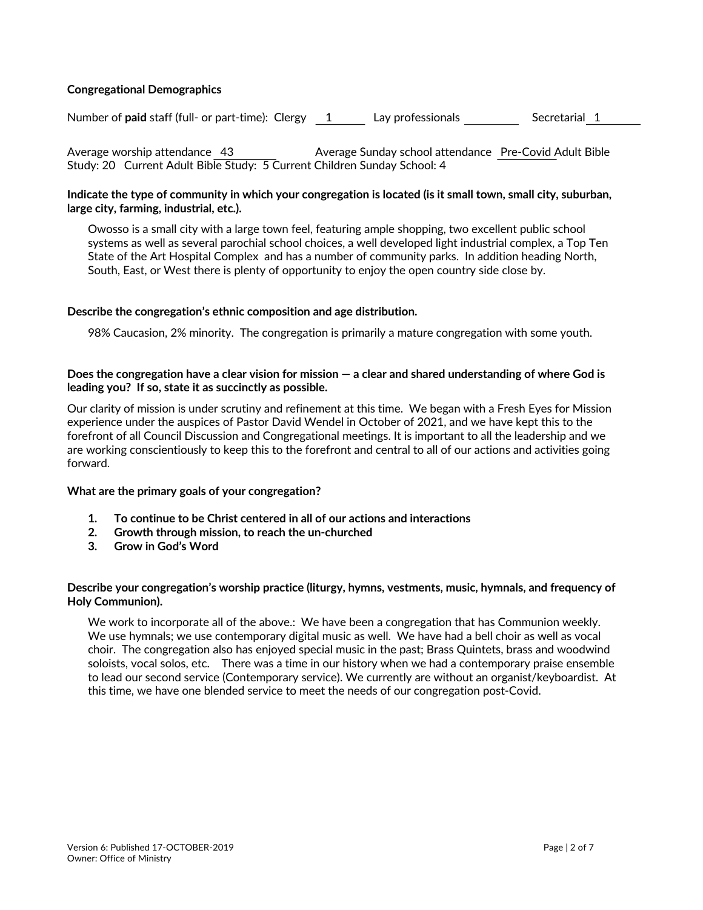**Congregational Demographics**

Number of **paid** staff (full- or part-time): Clergy 1 Lay professionals ______ Secretarial 1

Average worship attendance 43 Average Sunday school attendance Pre-Covid Adult Bible Study: 20 Current Adult Bible Study: 5 Current Children Sunday School: 4

**Indicate the type of community in which your congregation is located (is it small town, small city, suburban, large city, farming, industrial, etc.).**

Owosso is a small city with a large town feel, featuring ample shopping, two excellent public school systems as well as several parochial school choices, a well developed light industrial complex, a Top Ten State of the Art Hospital Complex and has a number of community parks. In addition heading North, South, East, or West there is plenty of opportunity to enjoy the open country side close by.

**Describe the congregation's ethnic composition and age distribution.**

98% Caucasion, 2% minority. The congregation is primarily a mature congregation with some youth.

**Does the congregation have a clear vision for mission — a clear and shared understanding of where God is leading you? If so, state it as succinctly as possible.**

Our clarity of mission is under scrutiny and refinement at this time. We began with a Fresh Eyes for Mission experience under the auspices of Pastor David Wendel in October of 2021, and we have kept this to the forefront of all Council Discussion and Congregational meetings. It is important to all the leadership and we are working conscientiously to keep this to the forefront and central to all of our actions and activities going forward.

**What are the primary goals of your congregation?**

1. **To continue to be Christ centered in all of our actions and interactions**
2. **Growth through mission, to reach the un-churched**
3. **Grow in God's Word**

**Describe your congregation's worship practice (liturgy, hymns, vestments, music, hymnals, and frequency of Holy Communion).**

We work to incorporate all of the above.: We have been a congregation that has Communion weekly. We use hymnals; we use contemporary digital music as well. We have had a bell choir as well as vocal choir. The congregation also has enjoyed special music in the past; Brass Quintets, brass and woodwind soloists, vocal solos, etc. There was a time in our history when we had a contemporary praise ensemble to lead our second service (Contemporary service). We currently are without an organist/keyboardist. At this time, we have one blended service to meet the needs of our congregation post-Covid.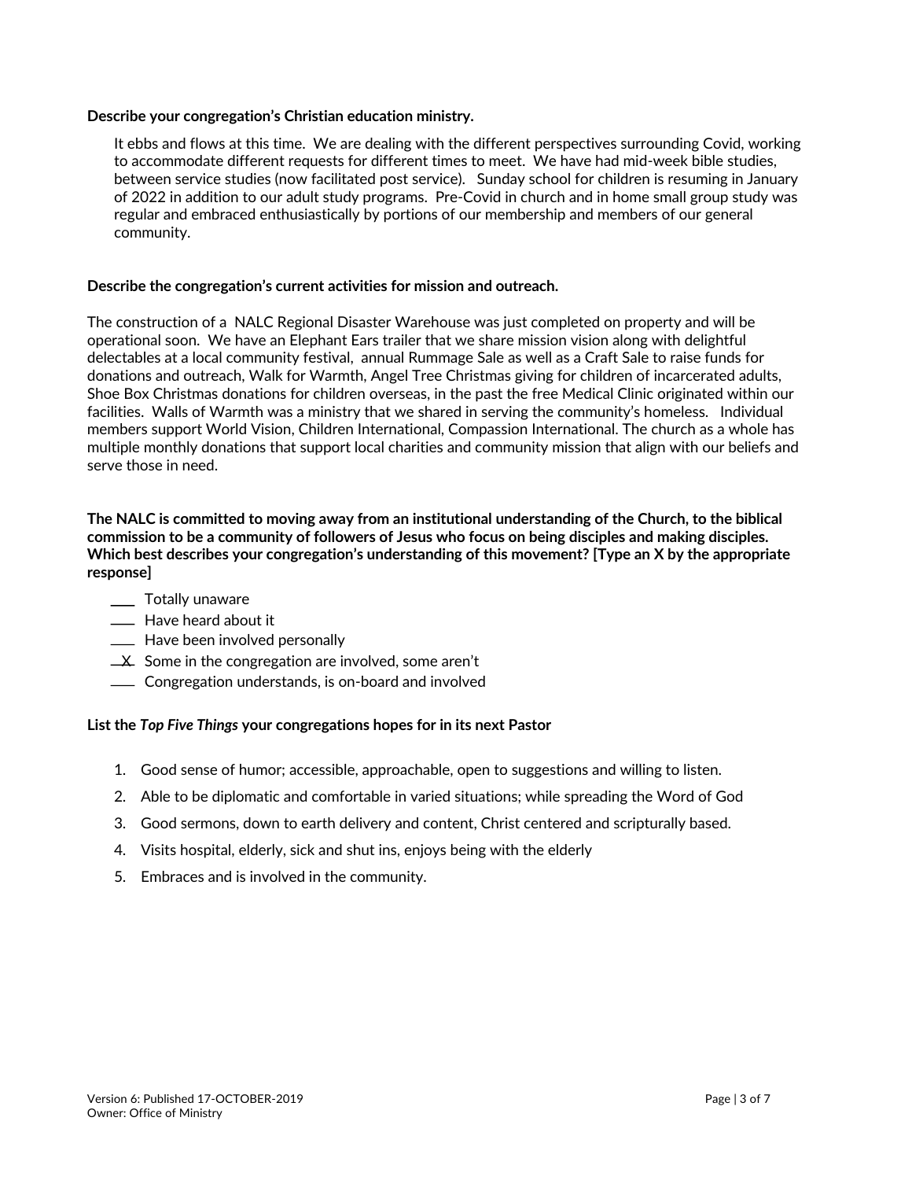**Describe your congregation's Christian education ministry.**

It ebbs and flows at this time. We are dealing with the different perspectives surrounding Covid, working to accommodate different requests for different times to meet. We have had mid-week bible studies, between service studies (now facilitated post service). Sunday school for children is resuming in January of 2022 in addition to our adult study programs. Pre-Covid in church and in home small group study was regular and embraced enthusiastically by portions of our membership and members of our general community.

**Describe the congregation's current activities for mission and outreach.**

The construction of a NALC Regional Disaster Warehouse was just completed on property and will be operational soon. We have an Elephant Ears trailer that we share mission vision along with delightful delectables at a local community festival, annual Rummage Sale as well as a Craft Sale to raise funds for donations and outreach, Walk for Warmth, Angel Tree Christmas giving for children of incarcerated adults, Shoe Box Christmas donations for children overseas, in the past the free Medical Clinic originated within our facilities. Walls of Warmth was a ministry that we shared in serving the community's homeless. Individual members support World Vision, Children International, Compassion International. The church as a whole has multiple monthly donations that support local charities and community mission that align with our beliefs and serve those in need.

**The NALC is committed to moving away from an institutional understanding of the Church, to the biblical commission to be a community of followers of Jesus who focus on being disciples and making disciples. Which best describes your congregation's understanding of this movement? [Type an X by the appropriate response]**

- ___ Totally unaware
- ___ Have heard about it
- ___ Have been involved personally
- _X_ Some in the congregation are involved, some aren't
- ___ Congregation understands, is on-board and involved

**List the *Top Five Things* your congregations hopes for in its next Pastor**

1. Good sense of humor; accessible, approachable, open to suggestions and willing to listen.
2. Able to be diplomatic and comfortable in varied situations; while spreading the Word of God
3. Good sermons, down to earth delivery and content, Christ centered and scripturally based.
4. Visits hospital, elderly, sick and shut ins, enjoys being with the elderly
5. Embraces and is involved in the community.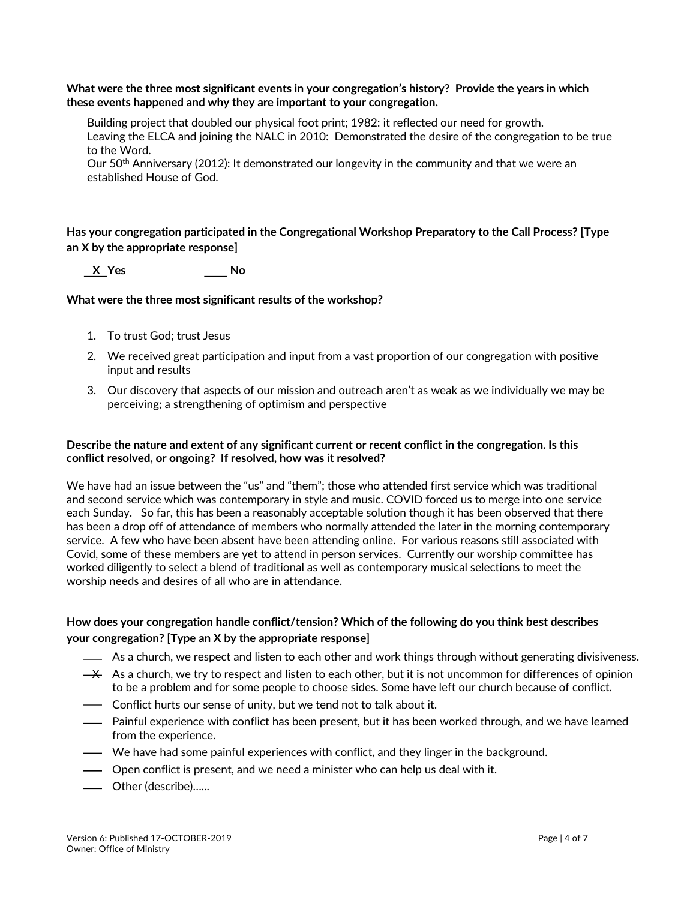**What were the three most significant events in your congregation's history? Provide the years in which these events happened and why they are important to your congregation.**

Building project that doubled our physical foot print; 1982: it reflected our need for growth.
Leaving the ELCA and joining the NALC in 2010: Demonstrated the desire of the congregation to be true to the Word.
Our 50th Anniversary (2012): It demonstrated our longevity in the community and that we were an established House of God.

**Has your congregation participated in the Congregational Workshop Preparatory to the Call Process? [Type an X by the appropriate response]**

**\_X\_ Yes** &nbsp;&nbsp;&nbsp;&nbsp;&nbsp;&nbsp;&nbsp;&nbsp; **\_\_\_\_ No**

**What were the three most significant results of the workshop?**

1. To trust God; trust Jesus
2. We received great participation and input from a vast proportion of our congregation with positive input and results
3. Our discovery that aspects of our mission and outreach aren't as weak as we individually we may be perceiving; a strengthening of optimism and perspective

**Describe the nature and extent of any significant current or recent conflict in the congregation. Is this conflict resolved, or ongoing? If resolved, how was it resolved?**

We have had an issue between the "us" and "them"; those who attended first service which was traditional and second service which was contemporary in style and music. COVID forced us to merge into one service each Sunday. So far, this has been a reasonably acceptable solution though it has been observed that there has been a drop off of attendance of members who normally attended the later in the morning contemporary service. A few who have been absent have been attending online. For various reasons still associated with Covid, some of these members are yet to attend in person services. Currently our worship committee has worked diligently to select a blend of traditional as well as contemporary musical selections to meet the worship needs and desires of all who are in attendance.

**How does your congregation handle conflict/tension? Which of the following do you think best describes your congregation? [Type an X by the appropriate response]**

- \_\_\_ As a church, we respect and listen to each other and work things through without generating divisiveness.
- \_X\_ As a church, we try to respect and listen to each other, but it is not uncommon for differences of opinion to be a problem and for some people to choose sides. Some have left our church because of conflict.
- \_\_\_ Conflict hurts our sense of unity, but we tend not to talk about it.
- \_\_\_ Painful experience with conflict has been present, but it has been worked through, and we have learned from the experience.
- \_\_\_ We have had some painful experiences with conflict, and they linger in the background.
- \_\_\_ Open conflict is present, and we need a minister who can help us deal with it.
- \_\_\_ Other (describe)……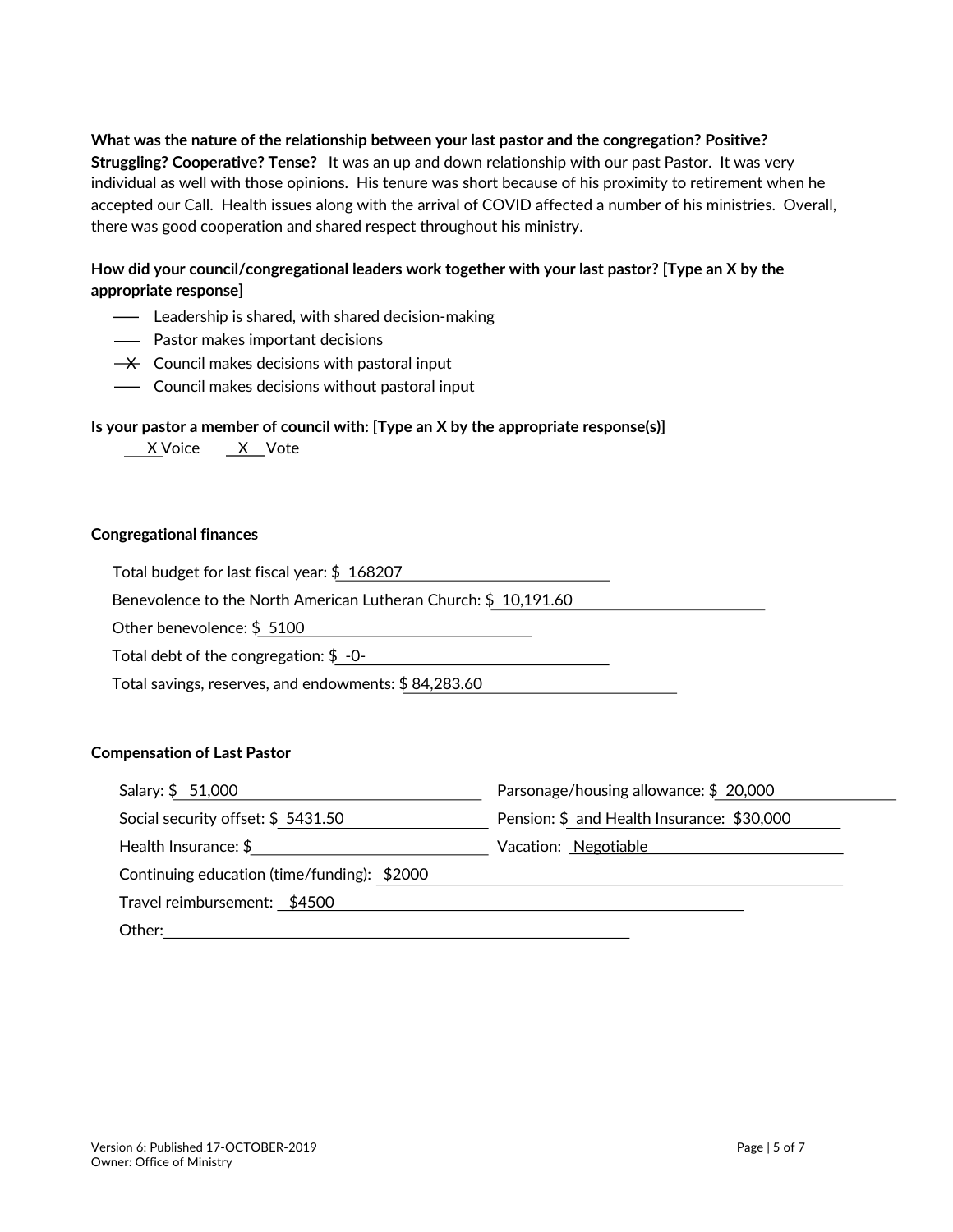**What was the nature of the relationship between your last pastor and the congregation? Positive? Struggling? Cooperative? Tense?** It was an up and down relationship with our past Pastor. It was very individual as well with those opinions. His tenure was short because of his proximity to retirement when he accepted our Call. Health issues along with the arrival of COVID affected a number of his ministries. Overall, there was good cooperation and shared respect throughout his ministry.

**How did your council/congregational leaders work together with your last pastor? [Type an X by the appropriate response]**

- \_\_\_ Leadership is shared, with shared decision-making
- \_\_\_ Pastor makes important decisions
- \_X\_ Council makes decisions with pastoral input
- \_\_\_ Council makes decisions without pastoral input

**Is your pastor a member of council with: [Type an X by the appropriate response(s)]**

\_\_X Voice \_X\_ Vote

**Congregational finances**

Total budget for last fiscal year: $ 168207

Benevolence to the North American Lutheran Church: $ 10,191.60

Other benevolence: $ 5100

Total debt of the congregation: $ -0-

Total savings, reserves, and endowments: $ 84,283.60

**Compensation of Last Pastor**

Salary: $ 51,000

Parsonage/housing allowance: $ 20,000

Social security offset: $ 5431.50

Pension: $ and Health Insurance: $30,000

Health Insurance: $

Vacation: Negotiable

Continuing education (time/funding): $2000

Travel reimbursement: $4500

Other: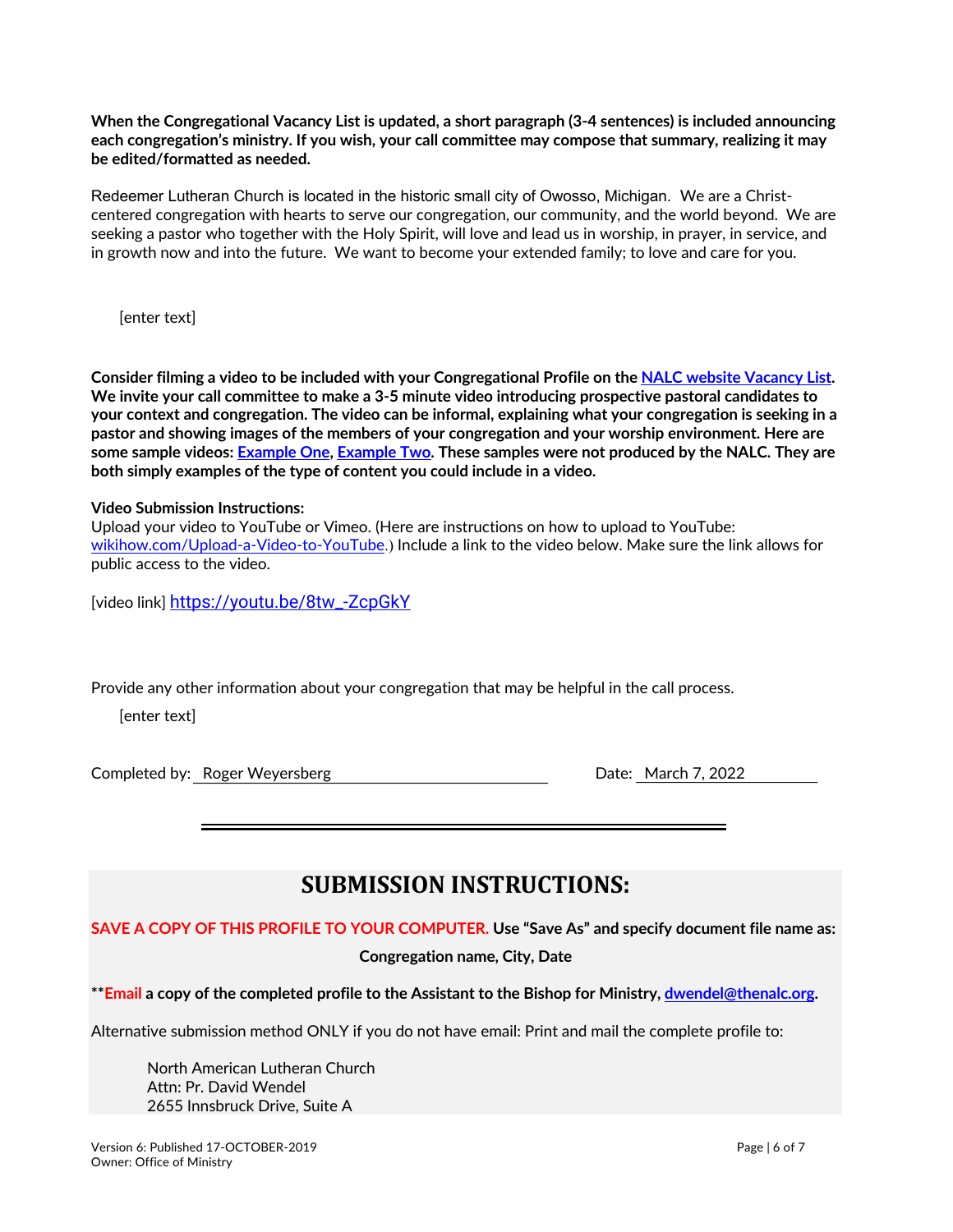**When the Congregational Vacancy List is updated, a short paragraph (3-4 sentences) is included announcing each congregation's ministry. If you wish, your call committee may compose that summary, realizing it may be edited/formatted as needed.**

Redeemer Lutheran Church is located in the historic small city of Owosso, Michigan. We are a Christ-centered congregation with hearts to serve our congregation, our community, and the world beyond. We are seeking a pastor who together with the Holy Spirit, will love and lead us in worship, in prayer, in service, and in growth now and into the future. We want to become your extended family; to love and care for you.

[enter text]

**Consider filming a video to be included with your Congregational Profile on the NALC website Vacancy List. We invite your call committee to make a 3-5 minute video introducing prospective pastoral candidates to your context and congregation. The video can be informal, explaining what your congregation is seeking in a pastor and showing images of the members of your congregation and your worship environment. Here are some sample videos: Example One, Example Two. These samples were not produced by the NALC. They are both simply examples of the type of content you could include in a video.**

**Video Submission Instructions:**
Upload your video to YouTube or Vimeo. (Here are instructions on how to upload to YouTube: wikihow.com/Upload-a-Video-to-YouTube.) Include a link to the video below. Make sure the link allows for public access to the video.

[video link] https://youtu.be/8tw_-ZcpGkY

Provide any other information about your congregation that may be helpful in the call process.

[enter text]

Completed by: Roger Weyersberg Date: March 7, 2022

---

# SUBMISSION INSTRUCTIONS:

**SAVE A COPY OF THIS PROFILE TO YOUR COMPUTER. Use "Save As" and specify document file name as:**

**Congregation name, City, Date**

****Email a copy of the completed profile to the Assistant to the Bishop for Ministry, dwendel@thenalc.org.**

Alternative submission method ONLY if you do not have email: Print and mail the complete profile to:

North American Lutheran Church
Attn: Pr. David Wendel
2655 Innsbruck Drive, Suite A

Version 6: Published 17-OCTOBER-2019
Owner: Office of Ministry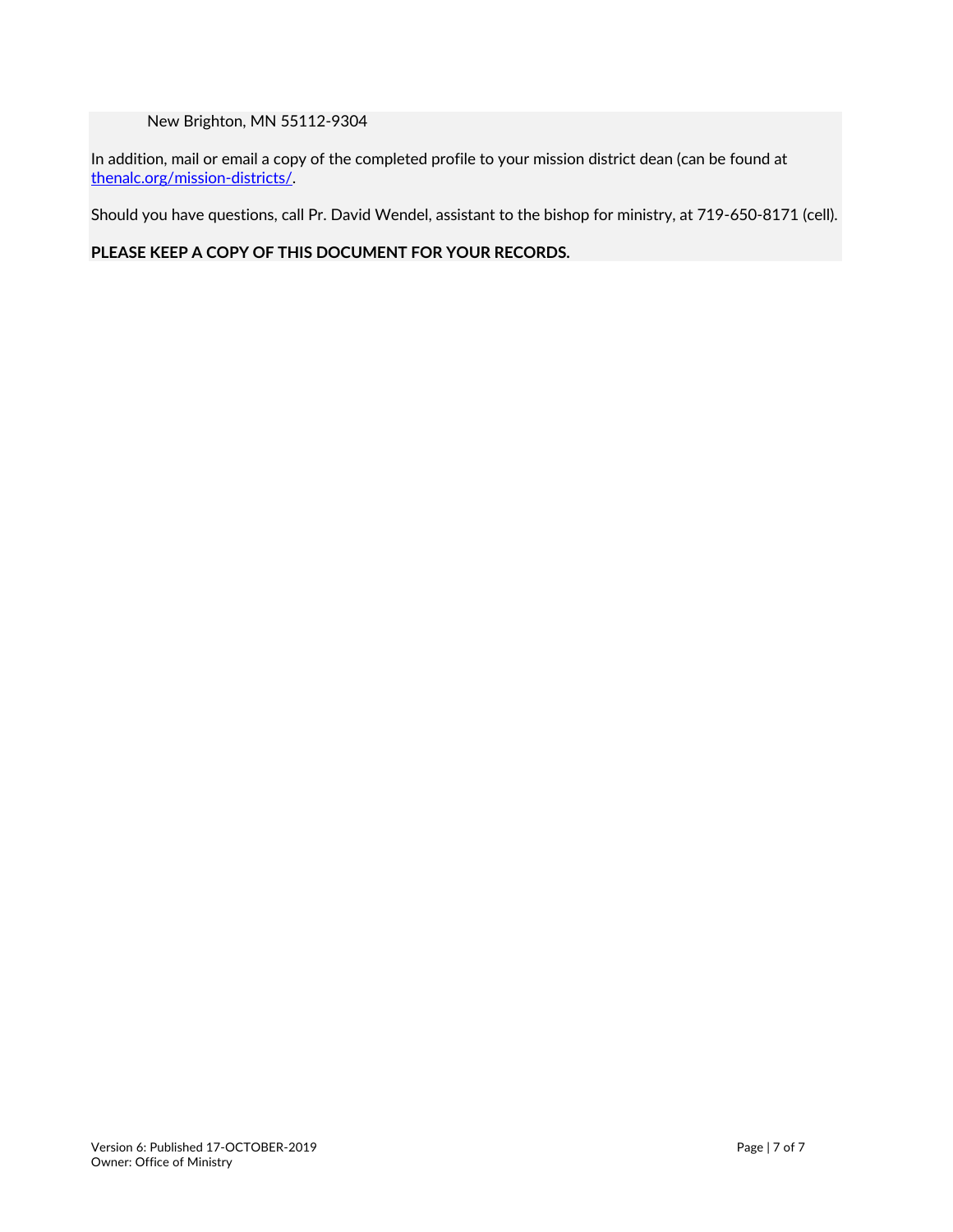New Brighton, MN 55112-9304

In addition, mail or email a copy of the completed profile to your mission district dean (can be found at [thenalc.org/mission-districts/](thenalc.org/mission-districts/).

Should you have questions, call Pr. David Wendel, assistant to the bishop for ministry, at 719-650-8171 (cell).

**PLEASE KEEP A COPY OF THIS DOCUMENT FOR YOUR RECORDS.**

Version 6: Published 17-OCTOBER-2019
Owner: Office of Ministry